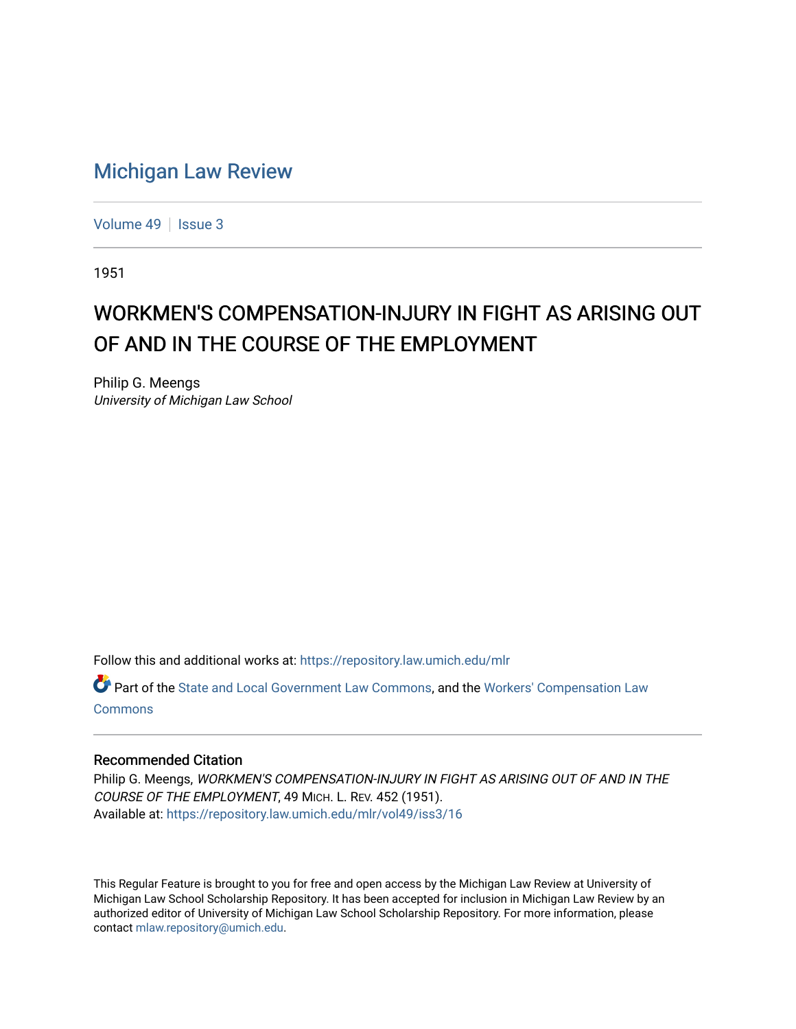# Michigan Law Review

Volume 49 | Issue 3

1951

## WORKMEN'S COMPENSATION-INJURY IN FIGHT AS ARISING OUT OF AND IN THE COURSE OF THE EMPLOYMENT

Philip G. Meengs
*University of Michigan Law School*

Follow this and additional works at: https://repository.law.umich.edu/mlr

Part of the State and Local Government Law Commons, and the Workers' Compensation Law Commons

### Recommended Citation

Philip G. Meengs, *WORKMEN'S COMPENSATION-INJURY IN FIGHT AS ARISING OUT OF AND IN THE COURSE OF THE EMPLOYMENT*, 49 MICH. L. REV. 452 (1951).
Available at: https://repository.law.umich.edu/mlr/vol49/iss3/16

This Regular Feature is brought to you for free and open access by the Michigan Law Review at University of Michigan Law School Scholarship Repository. It has been accepted for inclusion in Michigan Law Review by an authorized editor of University of Michigan Law School Scholarship Repository. For more information, please contact mlaw.repository@umich.edu.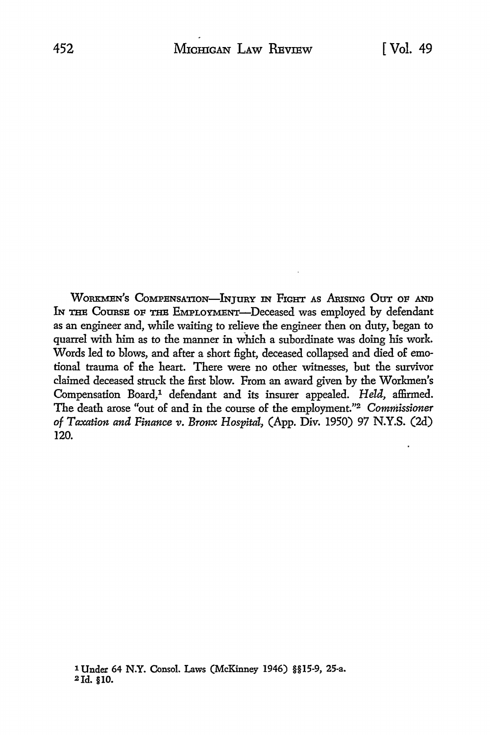WORKMEN'S COMPENSATION—INJURY IN FIGHT AS ARISING OUT OF AND IN THE COURSE OF THE EMPLOYMENT—Deceased was employed by defendant as an engineer and, while waiting to relieve the engineer then on duty, began to quarrel with him as to the manner in which a subordinate was doing his work. Words led to blows, and after a short fight, deceased collapsed and died of emotional trauma of the heart. There were no other witnesses, but the survivor claimed deceased struck the first blow. From an award given by the Workmen's Compensation Board,[1] defendant and its insurer appealed. *Held,* affirmed. The death arose "out of and in the course of the employment."[2] *Commissioner of Taxation and Finance v. Bronx Hospital,* (App. Div. 1950) 97 N.Y.S. (2d) 120.

[1] Under 64 N.Y. Consol. Laws (McKinney 1946) §§15-9, 25-a.
[2] Id. §10.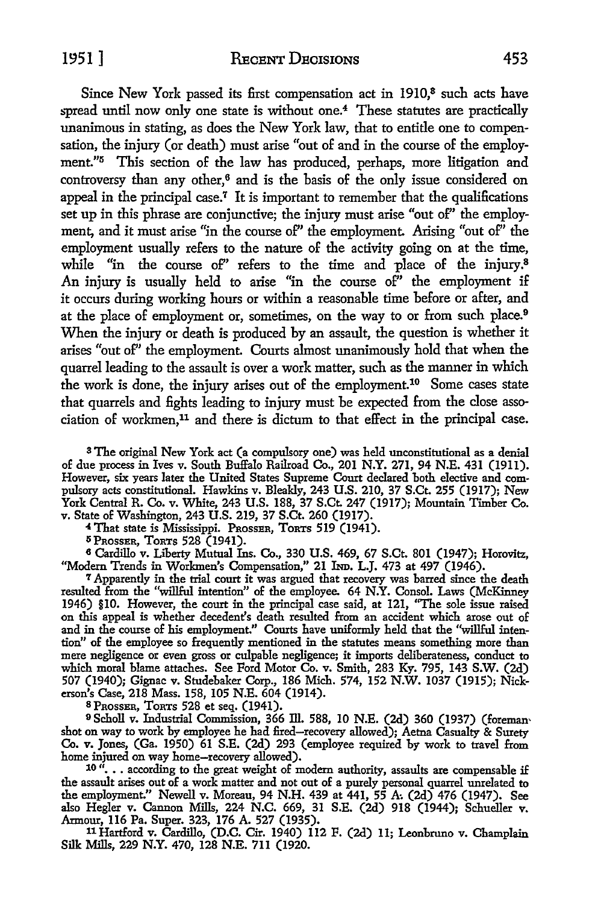Since New York passed its first compensation act in 1910,[3] such acts have spread until now only one state is without one.[4] These statutes are practically unanimous in stating, as does the New York law, that to entitle one to compensation, the injury (or death) must arise "out of and in the course of the employment."[5] This section of the law has produced, perhaps, more litigation and controversy than any other,[6] and is the basis of the only issue considered on appeal in the principal case.[7] It is important to remember that the qualifications set up in this phrase are conjunctive; the injury must arise "out of" the employment, and it must arise "in the course of" the employment. Arising "out of" the employment usually refers to the nature of the activity going on at the time, while "in the course of" refers to the time and place of the injury.[8] An injury is usually held to arise "in the course of" the employment if it occurs during working hours or within a reasonable time before or after, and at the place of employment or, sometimes, on the way to or from such place.[9] When the injury or death is produced by an assault, the question is whether it arises "out of" the employment. Courts almost unanimously hold that when the quarrel leading to the assault is over a work matter, such as the manner in which the work is done, the injury arises out of the employment.[10] Some cases state that quarrels and fights leading to injury must be expected from the close association of workmen,[11] and there is dictum to that effect in the principal case.

[3] The original New York act (a compulsory one) was held unconstitutional as a denial of due process in Ives v. South Buffalo Railroad Co., 201 N.Y. 271, 94 N.E. 431 (1911). However, six years later the United States Supreme Court declared both elective and compulsory acts constitutional. Hawkins v. Bleakly, 243 U.S. 210, 37 S.Ct. 255 (1917); New York Central R. Co. v. White, 243 U.S. 188, 37 S.Ct. 247 (1917); Mountain Timber Co. v. State of Washington, 243 U.S. 219, 37 S.Ct. 260 (1917).

[4] That state is Mississippi. PROSSER, TORTS 519 (1941).

[5] PROSSER, TORTS 528 (1941).

[6] Cardillo v. Liberty Mutual Ins. Co., 330 U.S. 469, 67 S.Ct. 801 (1947); Horovitz, "Modern Trends in Workmen's Compensation," 21 IND. L.J. 473 at 497 (1946).

[7] Apparently in the trial court it was argued that recovery was barred since the death resulted from the "willful intention" of the employee. 64 N.Y. Consol. Laws (McKinney 1946) §10. However, the court in the principal case said, at 121, "The sole issue raised on this appeal is whether decedent's death resulted from an accident which arose out of and in the course of his employment." Courts have uniformly held that the "willful intention" of the employee so frequently mentioned in the statutes means something more than mere negligence or even gross or culpable negligence; it imports deliberateness, conduct to which moral blame attaches. See Ford Motor Co. v. Smith, 283 Ky. 795, 143 S.W. (2d) 507 (1940); Gignac v. Studebaker Corp., 186 Mich. 574, 152 N.W. 1037 (1915); Nickerson's Case, 218 Mass. 158, 105 N.E. 604 (1914).

[8] PROSSER, TORTS 528 et seq. (1941).

[9] Scholl v. Industrial Commission, 366 Ill. 588, 10 N.E. (2d) 360 (1937) (foreman shot on way to work by employee he had fired—recovery allowed); Aetna Casualty & Surety Co. v. Jones, (Ga. 1950) 61 S.E. (2d) 293 (employee required by work to travel from home injured on way home—recovery allowed).

[10] ". . . according to the great weight of modern authority, assaults are compensable if the assault arises out of a work matter and not out of a purely personal quarrel unrelated to the employment." Newell v. Moreau, 94 N.H. 439 at 441, 55 A. (2d) 476 (1947). See also Hegler v. Cannon Mills, 224 N.C. 669, 31 S.E. (2d) 918 (1944); Schueller v. Armour, 116 Pa. Super. 323, 176 A. 527 (1935).

[11] Hartford v. Cardillo, (D.C. Cir. 1940) 112 F. (2d) 11; Leonbruno v. Champlain Silk Mills, 229 N.Y. 470, 128 N.E. 711 (1920.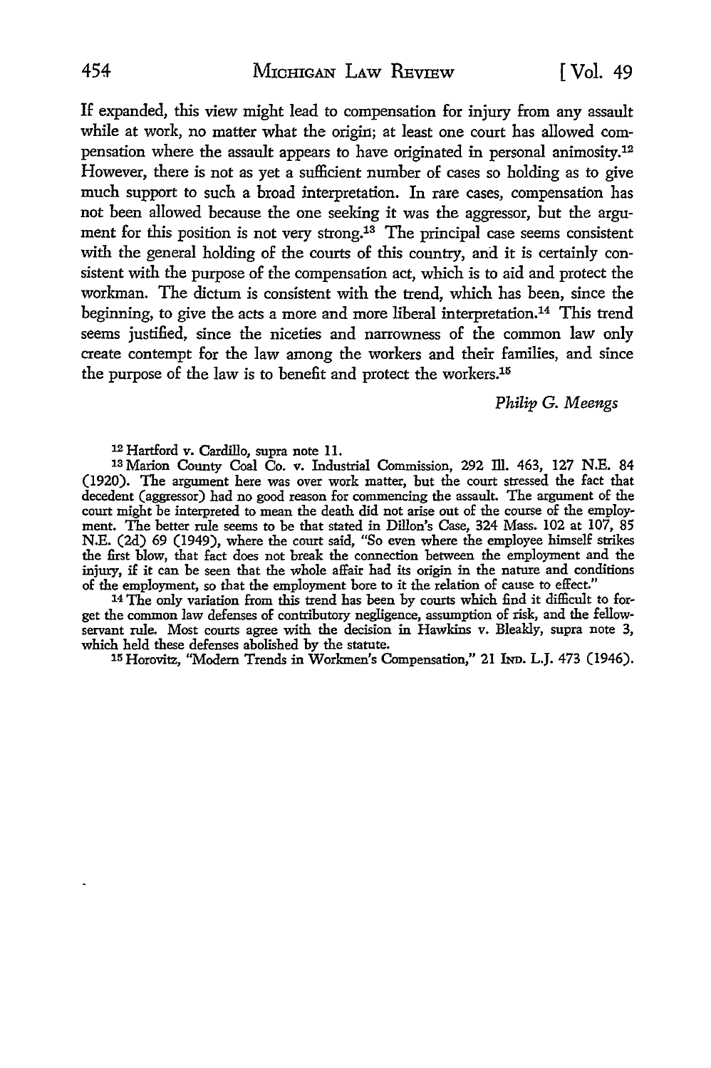If expanded, this view might lead to compensation for injury from any assault while at work, no matter what the origin; at least one court has allowed compensation where the assault appears to have originated in personal animosity.[12] However, there is not as yet a sufficient number of cases so holding as to give much support to such a broad interpretation. In rare cases, compensation has not been allowed because the one seeking it was the aggressor, but the argument for this position is not very strong.[13] The principal case seems consistent with the general holding of the courts of this country, and it is certainly consistent with the purpose of the compensation act, which is to aid and protect the workman. The dictum is consistent with the trend, which has been, since the beginning, to give the acts a more and more liberal interpretation.[14] This trend seems justified, since the niceties and narrowness of the common law only create contempt for the law among the workers and their families, and since the purpose of the law is to benefit and protect the workers.[15]

*Philip G. Meengs*

[12] Hartford v. Cardillo, supra note 11.

[13] Marion County Coal Co. v. Industrial Commission, 292 Ill. 463, 127 N.E. 84 (1920). The argument here was over work matter, but the court stressed the fact that decedent (aggressor) had no good reason for commencing the assault. The argument of the court might be interpreted to mean the death did not arise out of the course of the employment. The better rule seems to be that stated in Dillon's Case, 324 Mass. 102 at 107, 85 N.E. (2d) 69 (1949), where the court said, "So even where the employee himself strikes the first blow, that fact does not break the connection between the employment and the injury, if it can be seen that the whole affair had its origin in the nature and conditions of the employment, so that the employment bore to it the relation of cause to effect."

[14] The only variation from this trend has been by courts which find it difficult to forget the common law defenses of contributory negligence, assumption of risk, and the fellow-servant rule. Most courts agree with the decision in Hawkins v. Bleakly, supra note 3, which held these defenses abolished by the statute.

[15] Horovitz, "Modern Trends in Workmen's Compensation," 21 Ind. L.J. 473 (1946).